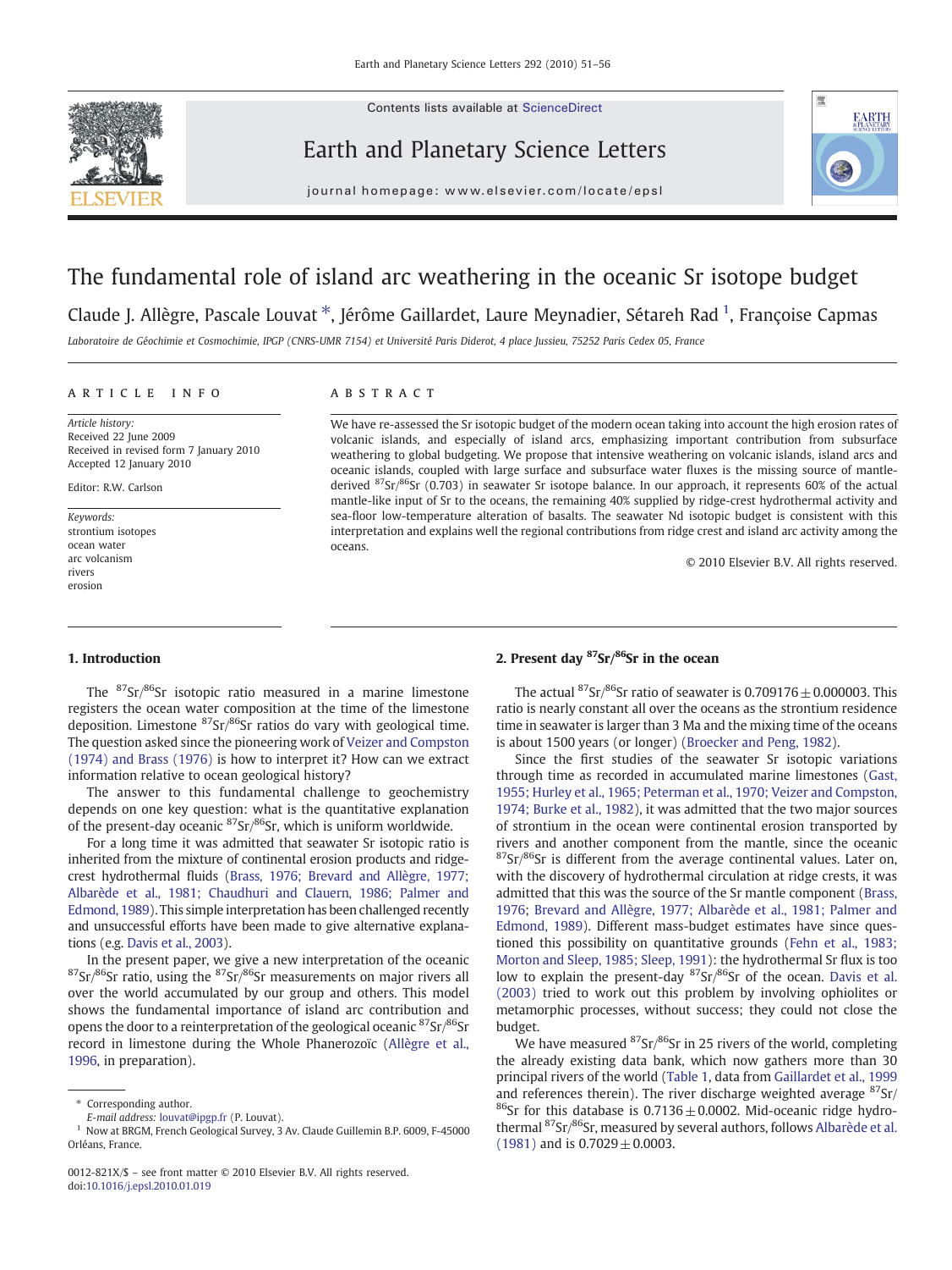# The fundamental role of island arc weathering in the oceanic Sr isotope budget

Claude J. Allègre, Pascale Louvat *, Jérôme Gaillardet, Laure Meynadier, Sétareh Rad [1], Françoise Capmas

*Laboratoire de Géochimie et Cosmochimie, IPGP (CNRS-UMR 7154) et Université Paris Diderot, 4 place Jussieu, 75252 Paris Cedex 05, France*

## ARTICLE INFO

*Article history:*
Received 22 June 2009
Received in revised form 7 January 2010
Accepted 12 January 2010

Editor: R.W. Carlson

*Keywords:*
strontium isotopes
ocean water
arc volcanism
rivers
erosion

## ABSTRACT

We have re-assessed the Sr isotopic budget of the modern ocean taking into account the high erosion rates of volcanic islands, and especially of island arcs, emphasizing important contribution from subsurface weathering to global budgeting. We propose that intensive weathering on volcanic islands, island arcs and oceanic islands, coupled with large surface and subsurface water fluxes is the missing source of mantle-derived $^{87}Sr/^{86}Sr$ (0.703) in seawater Sr isotope balance. In our approach, it represents 60% of the actual mantle-like input of Sr to the oceans, the remaining 40% supplied by ridge-crest hydrothermal activity and sea-floor low-temperature alteration of basalts. The seawater Nd isotopic budget is consistent with this interpretation and explains well the regional contributions from ridge crest and island arc activity among the oceans.

© 2010 Elsevier B.V. All rights reserved.

## 1. Introduction

The $^{87}Sr/^{86}Sr$ isotopic ratio measured in a marine limestone registers the ocean water composition at the time of the limestone deposition. Limestone $^{87}Sr/^{86}Sr$ ratios do vary with geological time. The question asked since the pioneering work of Veizer and Compston (1974) and Brass (1976) is how to interpret it? How can we extract information relative to ocean geological history?

The answer to this fundamental challenge to geochemistry depends on one key question: what is the quantitative explanation of the present-day oceanic $^{87}Sr/^{86}Sr$, which is uniform worldwide.

For a long time it was admitted that seawater Sr isotopic ratio is inherited from the mixture of continental erosion products and ridge-crest hydrothermal fluids (Brass, 1976; Brevard and Allègre, 1977; Albarède et al., 1981; Chaudhuri and Clauern, 1986; Palmer and Edmond, 1989). This simple interpretation has been challenged recently and unsuccessful efforts have been made to give alternative explanations (e.g. Davis et al., 2003).

In the present paper, we give a new interpretation of the oceanic $^{87}Sr/^{86}Sr$ ratio, using the $^{87}Sr/^{86}Sr$ measurements on major rivers all over the world accumulated by our group and others. This model shows the fundamental importance of island arc contribution and opens the door to a reinterpretation of the geological oceanic $^{87}Sr/^{86}Sr$ record in limestone during the Whole Phanerozoïc (Allègre et al., 1996, in preparation).

## 2. Present day $^{87}Sr/^{86}Sr$ in the ocean

The actual $^{87}Sr/^{86}Sr$ ratio of seawater is $0.709176 \pm 0.000003$. This ratio is nearly constant all over the oceans as the strontium residence time in seawater is larger than 3 Ma and the mixing time of the oceans is about 1500 years (or longer) (Broecker and Peng, 1982).

Since the first studies of the seawater Sr isotopic variations through time as recorded in accumulated marine limestones (Gast, 1955; Hurley et al., 1965; Peterman et al., 1970; Veizer and Compston, 1974; Burke et al., 1982), it was admitted that the two major sources of strontium in the ocean were continental erosion transported by rivers and another component from the mantle, since the oceanic $^{87}Sr/^{86}Sr$ is different from the average continental values. Later on, with the discovery of hydrothermal circulation at ridge crests, it was admitted that this was the source of the Sr mantle component (Brass, 1976; Brevard and Allègre, 1977; Albarède et al., 1981; Palmer and Edmond, 1989). Different mass-budget estimates have since questioned this possibility on quantitative grounds (Fehn et al., 1983; Morton and Sleep, 1985; Sleep, 1991): the hydrothermal Sr flux is too low to explain the present-day $^{87}Sr/^{86}Sr$ of the ocean. Davis et al. (2003) tried to work out this problem by involving ophiolites or metamorphic processes, without success; they could not close the budget.

We have measured $^{87}Sr/^{86}Sr$ in 25 rivers of the world, completing the already existing data bank, which now gathers more than 30 principal rivers of the world (Table 1, data from Gaillardet et al., 1999 and references therein). The river discharge weighted average $^{87}Sr/^{86}Sr$ for this database is $0.7136 \pm 0.0002$. Mid-oceanic ridge hydrothermal $^{87}Sr/^{86}Sr$, measured by several authors, follows Albarède et al. (1981) and is $0.7029 \pm 0.0003$.

* Corresponding author.
E-mail address: louvat@ipgp.fr (P. Louvat).
[1] Now at BRGM, French Geological Survey, 3 Av. Claude Guillemin B.P. 6009, F-45000 Orléans, France.

0012-821X/$ – see front matter © 2010 Elsevier B.V. All rights reserved.
doi:10.1016/j.epsl.2010.01.019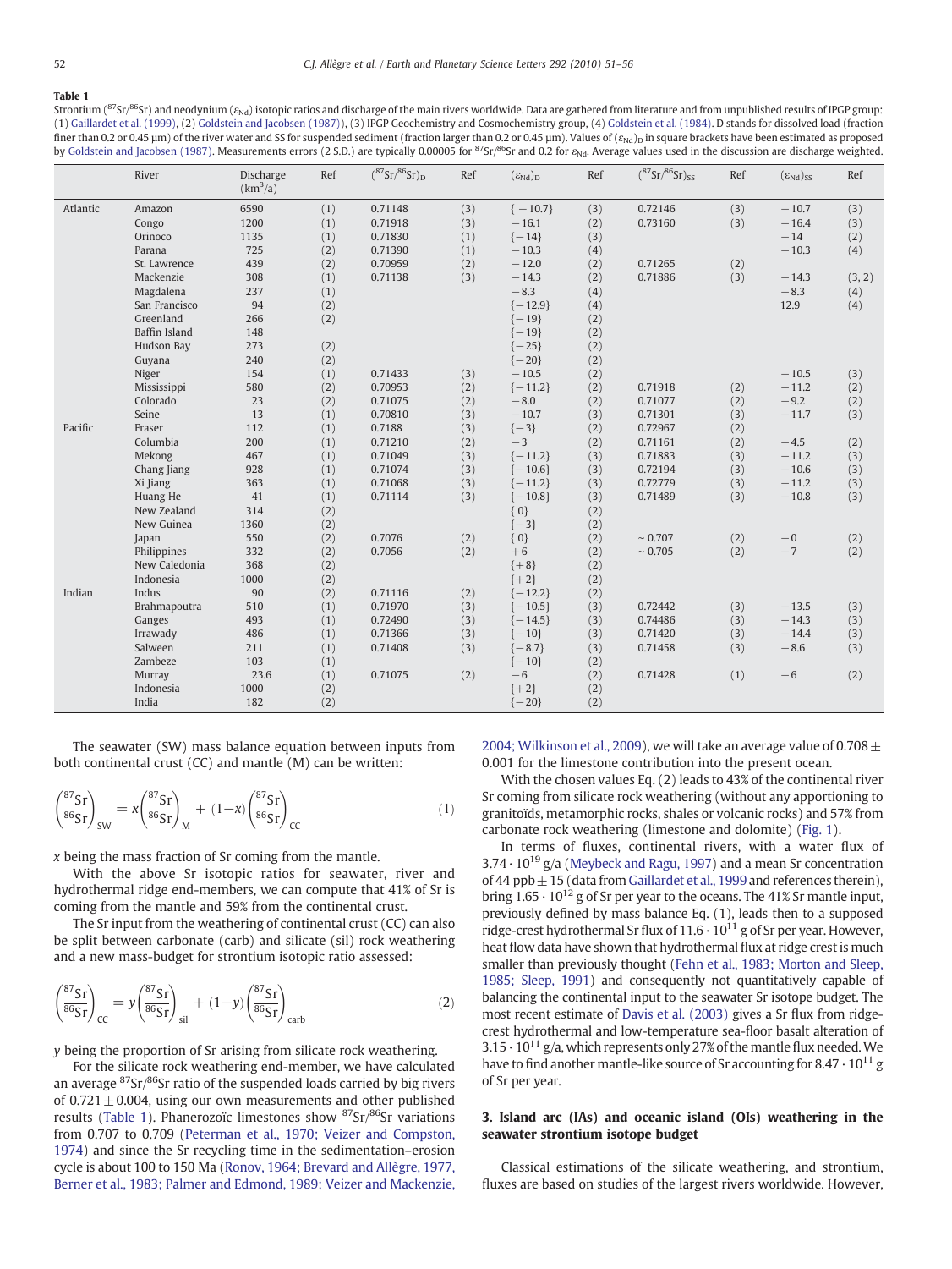**Table 1**

Strontium ($^{87}Sr/^{86}Sr$) and neodymium ($\varepsilon_{Nd}$) isotopic ratios and discharge of the main rivers worldwide. Data are gathered from literature and from unpublished results of IPGP group: (1) Gaillardet et al. (1999), (2) Goldstein and Jacobsen (1987)), (3) IPGP Geochemistry and Cosmochemistry group, (4) Goldstein et al. (1984). D stands for dissolved load (fraction finer than 0.2 or 0.45 µm) of the river water and SS for suspended sediment (fraction larger than 0.2 or 0.45 µm). Values of $(\varepsilon_{Nd})_D$ in square brackets have been estimated as proposed by Goldstein and Jacobsen (1987). Measurements errors (2 S.D.) are typically 0.00005 for $^{87}Sr/^{86}Sr$ and 0.2 for $\varepsilon_{Nd}$. Average values used in the discussion are discharge weighted.

| | River | Discharge (km$^3$/a) | Ref | $(^{87}Sr/^{86}Sr)_D$ | Ref | $(\varepsilon_{Nd})_D$ | Ref | $(^{87}Sr/^{86}Sr)_{SS}$ | Ref | $(\varepsilon_{Nd})_{SS}$ | Ref |
|---|---|---|---|---|---|---|---|---|---|---|---|
| Atlantic | Amazon | 6590 | (1) | 0.71148 | (3) | {−10.7} | (3) | 0.72146 | (3) | −10.7 | (3) |
| | Congo | 1200 | (1) | 0.71918 | (3) | −16.1 | (2) | 0.73160 | (3) | −16.4 | (3) |
| | Orinoco | 1135 | (1) | 0.71830 | (1) | {−14} | (3) | | | −14 | (2) |
| | Parana | 725 | (2) | 0.71390 | (1) | −10.3 | (4) | | | −10.3 | (4) |
| | St. Lawrence | 439 | (2) | 0.70959 | (2) | −12.0 | (2) | 0.71265 | (2) | | |
| | Mackenzie | 308 | (1) | 0.71138 | (3) | −14.3 | (2) | 0.71886 | (3) | −14.3 | (3, 2) |
| | Magdalena | 237 | (1) | | | −8.3 | (4) | | | −8.3 | (4) |
| | San Francisco | 94 | (2) | | | {−12.9} | (4) | | | 12.9 | (4) |
| | Greenland | 266 | (2) | | | {−19} | (2) | | | | |
| | Baffin Island | 148 | | | | {−19} | (2) | | | | |
| | Hudson Bay | 273 | (2) | | | {−25} | (2) | | | | |
| | Guyana | 240 | (2) | | | {−20} | (2) | | | | |
| | Niger | 154 | (1) | 0.71433 | (3) | −10.5 | (2) | | | −10.5 | (3) |
| | Mississippi | 580 | (2) | 0.70953 | (2) | {−11.2} | (2) | 0.71918 | (2) | −11.2 | (2) |
| | Colorado | 23 | (2) | 0.71075 | (2) | −8.0 | (2) | 0.71077 | (2) | −9.2 | (2) |
| | Seine | 13 | (1) | 0.70810 | (3) | −10.7 | (3) | 0.71301 | (3) | −11.7 | (3) |
| Pacific | Fraser | 112 | (1) | 0.7188 | (3) | {−3} | (2) | 0.72967 | (2) | | |
| | Columbia | 200 | (1) | 0.71210 | (2) | −3 | (2) | 0.71161 | (2) | −4.5 | (2) |
| | Mekong | 467 | (1) | 0.71049 | (3) | {−11.2} | (3) | 0.71883 | (3) | −11.2 | (3) |
| | Chang Jiang | 928 | (1) | 0.71074 | (3) | {−10.6} | (3) | 0.72194 | (3) | −10.6 | (3) |
| | Xi Jiang | 363 | (1) | 0.71068 | (3) | {−11.2} | (3) | 0.72779 | (3) | −11.2 | (3) |
| | Huang He | 41 | (1) | 0.71114 | (3) | {−10.8} | (3) | 0.71489 | (3) | −10.8 | (3) |
| | New Zealand | 314 | (2) | | | {0} | (2) | | | | |
| | New Guinea | 1360 | (2) | | | {−3} | (2) | | | | |
| | Japan | 550 | (2) | 0.7076 | (2) | {0} | (2) | ~0.707 | (2) | −0 | (2) |
| | Philippines | 332 | (2) | 0.7056 | (2) | +6 | (2) | ~0.705 | (2) | +7 | (2) |
| | New Caledonia | 368 | (2) | | | {+8} | (2) | | | | |
| | Indonesia | 1000 | (2) | | | {+2} | (2) | | | | |
| Indian | Indus | 90 | (2) | 0.71116 | (2) | {−12.2} | (2) | | | | |
| | Brahmapoutra | 510 | (1) | 0.71970 | (3) | {−10.5} | (3) | 0.72442 | (3) | −13.5 | (3) |
| | Ganges | 493 | (1) | 0.72490 | (3) | {−14.5} | (3) | 0.74486 | (3) | −14.3 | (3) |
| | Irrawady | 486 | (1) | 0.71366 | (3) | {−10} | (3) | 0.71420 | (3) | −14.4 | (3) |
| | Salween | 211 | (1) | 0.71408 | (3) | {−8.7} | (3) | 0.71458 | (3) | −8.6 | (3) |
| | Zambeze | 103 | (1) | | | {−10} | (2) | | | | |
| | Murray | 23.6 | (1) | 0.71075 | (2) | −6 | (2) | 0.71428 | (1) | −6 | (2) |
| | Indonesia | 1000 | (2) | | | {+2} | (2) | | | | |
| | India | 182 | (2) | | | {−20} | (2) | | | | |

The seawater (SW) mass balance equation between inputs from both continental crust (CC) and mantle (M) can be written:

$$\left(\frac{^{87}Sr}{^{86}Sr}\right)_{SW} = x\left(\frac{^{87}Sr}{^{86}Sr}\right)_{M} + (1-x)\left(\frac{^{87}Sr}{^{86}Sr}\right)_{CC} \tag{1}$$

$x$ being the mass fraction of Sr coming from the mantle.

With the above Sr isotopic ratios for seawater, river and hydrothermal ridge end-members, we can compute that 41% of Sr is coming from the mantle and 59% from the continental crust.

The Sr input from the weathering of continental crust (CC) can also be split between carbonate (carb) and silicate (sil) rock weathering and a new mass-budget for strontium isotopic ratio assessed:

$$\left(\frac{^{87}Sr}{^{86}Sr}\right)_{CC} = y\left(\frac{^{87}Sr}{^{86}Sr}\right)_{sil} + (1-y)\left(\frac{^{87}Sr}{^{86}Sr}\right)_{carb} \tag{2}$$

$y$ being the proportion of Sr arising from silicate rock weathering.

For the silicate rock weathering end-member, we have calculated an average $^{87}Sr/^{86}Sr$ ratio of the suspended loads carried by big rivers of $0.721 \pm 0.004$, using our own measurements and other published results (Table 1). Phanerozoïc limestones show $^{87}Sr/^{86}Sr$ variations from 0.707 to 0.709 (Peterman et al., 1970; Veizer and Compston, 1974) and since the Sr recycling time in the sedimentation–erosion cycle is about 100 to 150 Ma (Ronov, 1964; Brevard and Allègre, 1977, Berner et al., 1983; Palmer and Edmond, 1989; Veizer and Mackenzie, 2004; Wilkinson et al., 2009), we will take an average value of $0.708 \pm 0.001$ for the limestone contribution into the present ocean.

With the chosen values Eq. (2) leads to 43% of the continental river Sr coming from silicate rock weathering (without any apportioning to granitoïds, metamorphic rocks, shales or volcanic rocks) and 57% from carbonate rock weathering (limestone and dolomite) (Fig. 1).

In terms of fluxes, continental rivers, with a water flux of $3.74 \cdot 10^{19}$ g/a (Meybeck and Ragu, 1997) and a mean Sr concentration of 44 ppb $\pm$ 15 (data from Gaillardet et al., 1999 and references therein), bring $1.65 \cdot 10^{12}$ g of Sr per year to the oceans. The 41% Sr mantle input, previously defined by mass balance Eq. (1), leads then to a supposed ridge-crest hydrothermal Sr flux of $11.6 \cdot 10^{11}$ g of Sr per year. However, heat flow data have shown that hydrothermal flux at ridge crest is much smaller than previously thought (Fehn et al., 1983; Morton and Sleep, 1985; Sleep, 1991) and consequently not quantitatively capable of balancing the continental input to the seawater Sr isotope budget. The most recent estimate of Davis et al. (2003) gives a Sr flux from ridge-crest hydrothermal and low-temperature sea-floor basalt alteration of $3.15 \cdot 10^{11}$ g/a, which represents only 27% of the mantle flux needed. We have to find another mantle-like source of Sr accounting for $8.47 \cdot 10^{11}$ g of Sr per year.

## 3. Island arc (IAs) and oceanic island (OIs) weathering in the seawater strontium isotope budget

Classical estimations of the silicate weathering, and strontium, fluxes are based on studies of the largest rivers worldwide. However,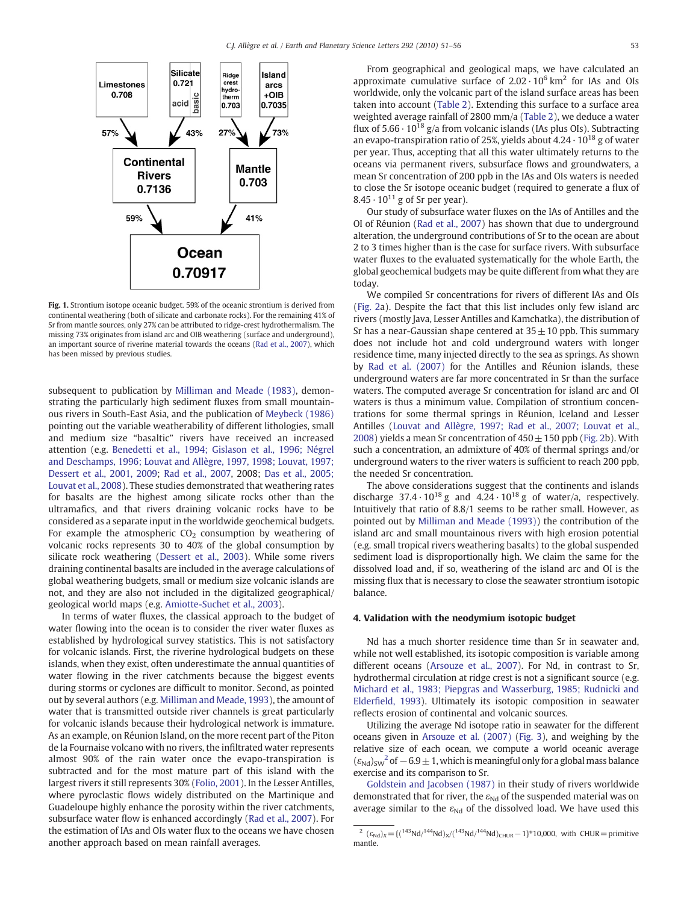**Fig. 1.** Strontium isotope oceanic budget. 59% of the oceanic strontium is derived from continental weathering (both of silicate and carbonate rocks). For the remaining 41% of Sr from mantle sources, only 27% can be attributed to ridge-crest hydrothermalism. The missing 73% originates from island arc and OIB weathering (surface and underground), an important source of riverine material towards the oceans (Rad et al., 2007), which has been missed by previous studies.

subsequent to publication by Milliman and Meade (1983), demonstrating the particularly high sediment fluxes from small mountainous rivers in South-East Asia, and the publication of Meybeck (1986) pointing out the variable weatherability of different lithologies, small and medium size "basaltic" rivers have received an increased attention (e.g. Benedetti et al., 1994; Gislason et al., 1996; Négrel and Deschamps, 1996; Louvat and Allègre, 1997, 1998; Louvat, 1997; Dessert et al., 2001, 2009; Rad et al., 2007, 2008; Das et al., 2005; Louvat et al., 2008). These studies demonstrated that weathering rates for basalts are the highest among silicate rocks other than the ultramafics, and that rivers draining volcanic rocks have to be considered as a separate input in the worldwide geochemical budgets. For example the atmospheric $CO_2$ consumption by weathering of volcanic rocks represents 30 to 40% of the global consumption by silicate rock weathering (Dessert et al., 2003). While some rivers draining continental basalts are included in the average calculations of global weathering budgets, small or medium size volcanic islands are not, and they are also not included in the digitalized geographical/geological world maps (e.g. Amiotte-Suchet et al., 2003).

In terms of water fluxes, the classical approach to the budget of water flowing into the ocean is to consider the river water fluxes as established by hydrological survey statistics. This is not satisfactory for volcanic islands. First, the riverine hydrological budgets on these islands, when they exist, often underestimate the annual quantities of water flowing in the river catchments because the biggest events during storms or cyclones are difficult to monitor. Second, as pointed out by several authors (e.g. Milliman and Meade, 1993), the amount of water that is transmitted outside river channels is great particularly for volcanic islands because their hydrological network is immature. As an example, on Réunion Island, on the more recent part of the Piton de la Fournaise volcano with no rivers, the infiltrated water represents almost 90% of the rain water once the evapo-transpiration is subtracted and for the most mature part of this island with the largest rivers it still represents 30% (Folio, 2001). In the Lesser Antilles, where pyroclastic flows widely distributed on the Martinique and Guadeloupe highly enhance the porosity within the river catchments, subsurface water flow is enhanced accordingly (Rad et al., 2007). For the estimation of IAs and OIs water flux to the oceans we have chosen another approach based on mean rainfall averages.

From geographical and geological maps, we have calculated an approximate cumulative surface of $2.02 \cdot 10^6$ km$^2$ for IAs and OIs worldwide, only the volcanic part of the island surface areas has been taken into account (Table 2). Extending this surface to a surface area weighted average rainfall of 2800 mm/a (Table 2), we deduce a water flux of $5.66 \cdot 10^{18}$ g/a from volcanic islands (IAs plus OIs). Subtracting an evapo-transpiration ratio of 25%, yields about $4.24 \cdot 10^{18}$ g of water per year. Thus, accepting that all this water ultimately returns to the oceans via permanent rivers, subsurface flows and groundwaters, a mean Sr concentration of 200 ppb in the IAs and OIs waters is needed to close the Sr isotope oceanic budget (required to generate a flux of $8.45 \cdot 10^{11}$ g of Sr per year).

Our study of subsurface water fluxes on the IAs of Antilles and the OI of Réunion (Rad et al., 2007) has shown that due to underground alteration, the underground contributions of Sr to the ocean are about 2 to 3 times higher than is the case for surface rivers. With subsurface water fluxes to the evaluated systematically for the whole Earth, the global geochemical budgets may be quite different from what they are today.

We compiled Sr concentrations for rivers of different IAs and OIs (Fig. 2a). Despite the fact that this list includes only few island arc rivers (mostly Java, Lesser Antilles and Kamchatka), the distribution of Sr has a near-Gaussian shape centered at $35 \pm 10$ ppb. This summary does not include hot and cold underground waters with longer residence time, many injected directly to the sea as springs. As shown by Rad et al. (2007) for the Antilles and Réunion islands, these underground waters are far more concentrated in Sr than the surface waters. The computed average Sr concentration for island arc and OI waters is thus a minimum value. Compilation of strontium concentrations for some thermal springs in Réunion, Iceland and Lesser Antilles (Louvat and Allègre, 1997; Rad et al., 2007; Louvat et al., 2008) yields a mean Sr concentration of $450 \pm 150$ ppb (Fig. 2b). With such a concentration, an admixture of 40% of thermal springs and/or underground waters to the river waters is sufficient to reach 200 ppb, the needed Sr concentration.

The above considerations suggest that the continents and islands discharge $37.4 \cdot 10^{18}$ g and $4.24 \cdot 10^{18}$ g of water/a, respectively. Intuitively that ratio of 8.8/1 seems to be rather small. However, as pointed out by Milliman and Meade (1993)) the contribution of the island arc and small mountainous rivers with high erosion potential (e.g. small tropical rivers weathering basalts) to the global suspended sediment load is disproportionally high. We claim the same for the dissolved load and, if so, weathering of the island arc and OI is the missing flux that is necessary to close the seawater strontium isotopic balance.

## 4. Validation with the neodymium isotopic budget

Nd has a much shorter residence time than Sr in seawater and, while not well established, its isotopic composition is variable among different oceans (Arsouze et al., 2007). For Nd, in contrast to Sr, hydrothermal circulation at ridge crest is not a significant source (e.g. Michard et al., 1983; Piepgras and Wasserburg, 1985; Rudnicki and Elderfield, 1993). Ultimately its isotopic composition in seawater reflects erosion of continental and volcanic sources.

Utilizing the average Nd isotope ratio in seawater for the different oceans given in Arsouze et al. (2007) (Fig. 3), and weighing by the relative size of each ocean, we compute a world oceanic average $(\varepsilon_{Nd})_{SW}$[2] of $-6.9 \pm 1$, which is meaningful only for a global mass balance exercise and its comparison to Sr.

Goldstein and Jacobsen (1987) in their study of rivers worldwide demonstrated that for river, the $\varepsilon_{Nd}$ of the suspended material was on average similar to the $\varepsilon_{Nd}$ of the dissolved load. We have used this

[2] $(\varepsilon_{Nd})_X = \{(^{143}Nd/^{144}Nd)_X/(^{143}Nd/^{144}Nd)_{CHUR} - 1\} * 10{,}000$, with CHUR = primitive mantle.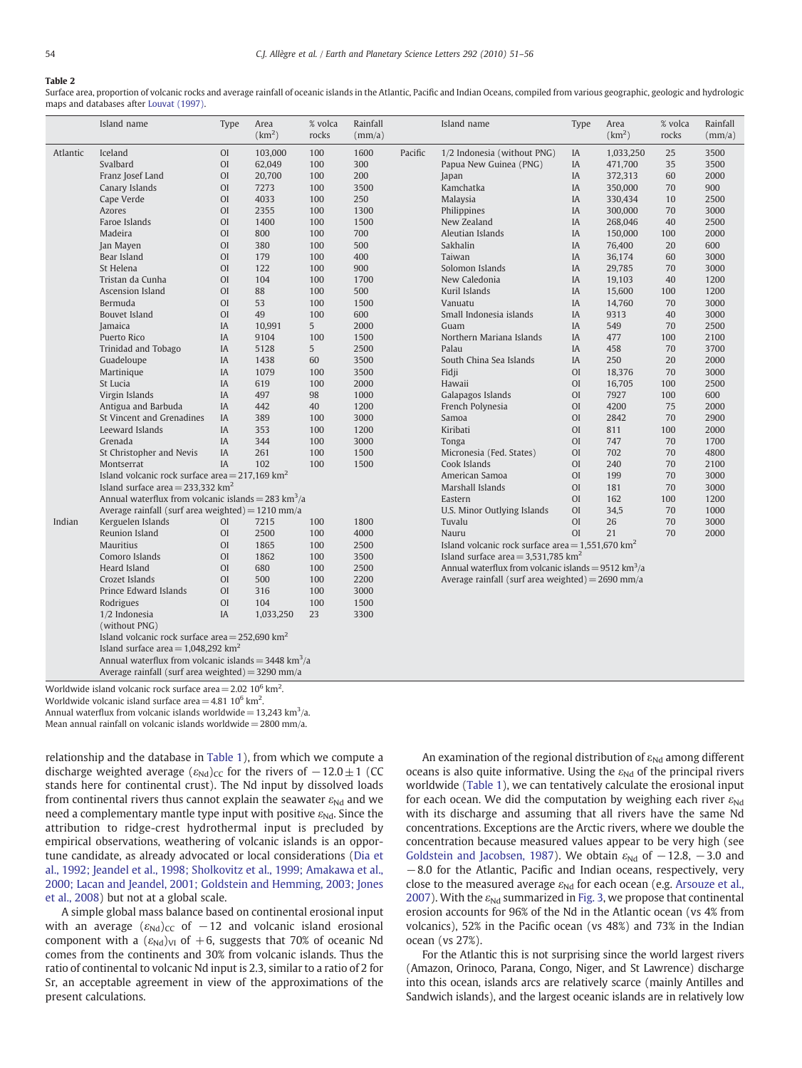**Table 2**

Surface area, proportion of volcanic rocks and average rainfall of oceanic islands in the Atlantic, Pacific and Indian Oceans, compiled from various geographic, geologic and hydrologic maps and databases after Louvat (1997).

| | Island name | Type | Area ($km^2$) | % volca rocks | Rainfall (mm/a) |
|---|---|---|---|---|---|
| Atlantic | Iceland | OI | 103,000 | 100 | 1600 |
| | Svalbard | OI | 62,049 | 100 | 300 |
| | Franz Josef Land | OI | 20,700 | 100 | 200 |
| | Canary Islands | OI | 7273 | 100 | 3500 |
| | Cape Verde | OI | 4033 | 100 | 250 |
| | Azores | OI | 2355 | 100 | 1300 |
| | Faroe Islands | OI | 1400 | 100 | 1500 |
| | Madeira | OI | 800 | 100 | 700 |
| | Jan Mayen | OI | 380 | 100 | 500 |
| | Bear Island | OI | 179 | 100 | 400 |
| | St Helena | OI | 122 | 100 | 900 |
| | Tristan da Cunha | OI | 104 | 100 | 1700 |
| | Ascension Island | OI | 88 | 100 | 500 |
| | Bermuda | OI | 53 | 100 | 1500 |
| | Bouvet Island | OI | 49 | 100 | 600 |
| | Jamaica | IA | 10,991 | 5 | 2000 |
| | Puerto Rico | IA | 9104 | 100 | 1500 |
| | Trinidad and Tobago | IA | 5128 | 5 | 2500 |
| | Guadeloupe | IA | 1438 | 60 | 3500 |
| | Martinique | IA | 1079 | 100 | 3500 |
| | St Lucia | IA | 619 | 100 | 2000 |
| | Virgin Islands | IA | 497 | 98 | 1000 |
| | Antigua and Barbuda | IA | 442 | 40 | 1200 |
| | St Vincent and Grenadines | IA | 389 | 100 | 3000 |
| | Leeward Islands | IA | 353 | 100 | 1200 |
| | Grenada | IA | 344 | 100 | 3000 |
| | St Christopher and Nevis | IA | 261 | 100 | 1500 |
| | Montserrat | IA | 102 | 100 | 1500 |
| | Island volcanic rock surface area = 217,169 $km^2$ | | | | |
| | Island surface area = 233,332 $km^2$ | | | | |
| | Annual waterflux from volcanic islands = 283 $km^3$/a | | | | |
| | Average rainfall (surf area weighted) = 1210 mm/a | | | | |
| Indian | Kerguelen Islands | OI | 7215 | 100 | 1800 |
| | Reunion Island | OI | 2500 | 100 | 4000 |
| | Mauritius | OI | 1865 | 100 | 2500 |
| | Comoro Islands | OI | 1862 | 100 | 3500 |
| | Heard Island | OI | 680 | 100 | 2500 |
| | Crozet Islands | OI | 500 | 100 | 2200 |
| | Prince Edward Islands | OI | 316 | 100 | 3000 |
| | Rodrigues | OI | 104 | 100 | 1500 |
| | 1/2 Indonesia (without PNG) | IA | 1,033,250 | 23 | 3300 |
| | Island volcanic rock surface area = 252,690 $km^2$ | | | | |
| | Island surface area = 1,048,292 $km^2$ | | | | |
| | Annual waterflux from volcanic islands = 3448 $km^3$/a | | | | |
| | Average rainfall (surf area weighted) = 3290 mm/a | | | | |
| Pacific | 1/2 Indonesia (without PNG) | IA | 1,033,250 | 25 | 3500 |
| | Papua New Guinea (PNG) | IA | 471,700 | 35 | 3500 |
| | Japan | IA | 372,313 | 60 | 2000 |
| | Kamchatka | IA | 350,000 | 70 | 900 |
| | Malaysia | IA | 330,434 | 10 | 2500 |
| | Philippines | IA | 300,000 | 70 | 3000 |
| | New Zealand | IA | 268,046 | 40 | 2500 |
| | Aleutian Islands | IA | 150,000 | 100 | 2000 |
| | Sakhalin | IA | 76,400 | 20 | 600 |
| | Taiwan | IA | 36,174 | 60 | 3000 |
| | Solomon Islands | IA | 29,785 | 70 | 3000 |
| | New Caledonia | IA | 19,103 | 40 | 1200 |
| | Kuril Islands | IA | 15,600 | 100 | 1200 |
| | Vanuatu | IA | 14,760 | 70 | 3000 |
| | Small Indonesia islands | IA | 9313 | 40 | 3000 |
| | Guam | IA | 549 | 70 | 2500 |
| | Northern Mariana Islands | IA | 477 | 100 | 2100 |
| | Palau | IA | 458 | 70 | 3700 |
| | South China Sea Islands | IA | 250 | 20 | 2000 |
| | Fidji | OI | 18,376 | 70 | 3000 |
| | Hawaii | OI | 16,705 | 100 | 2500 |
| | Galapagos Islands | OI | 7927 | 100 | 600 |
| | French Polynesia | OI | 4200 | 75 | 2000 |
| | Samoa | OI | 2842 | 70 | 2900 |
| | Kiribati | OI | 811 | 100 | 2000 |
| | Tonga | OI | 747 | 70 | 1700 |
| | Micronesia (Fed. States) | OI | 702 | 70 | 4800 |
| | Cook Islands | OI | 240 | 70 | 2100 |
| | American Samoa | OI | 199 | 70 | 3000 |
| | Marshall Islands | OI | 181 | 70 | 3000 |
| | Eastern | OI | 162 | 100 | 1200 |
| | U.S. Minor Outlying Islands | OI | 34,5 | 70 | 1000 |
| | Tuvalu | OI | 26 | 70 | 3000 |
| | Nauru | OI | 21 | 70 | 2000 |
| | Island volcanic rock surface area = 1,551,670 $km^2$ | | | | |
| | Island surface area = 3,531,785 $km^2$ | | | | |
| | Annual waterflux from volcanic islands = 9512 $km^3$/a | | | | |
| | Average rainfall (surf area weighted) = 2690 mm/a | | | | |

Worldwide island volcanic rock surface area = 2.02 $10^6$ $km^2$.
Worldwide volcanic island surface area = 4.81 $10^6$ $km^2$.
Annual waterflux from volcanic islands worldwide = 13,243 $km^3$/a.
Mean annual rainfall on volcanic islands worldwide = 2800 mm/a.

relationship and the database in Table 1), from which we compute a discharge weighted average $(\varepsilon_{Nd})_{CC}$ for the rivers of $-12.0 \pm 1$ (CC stands here for continental crust). The Nd input by dissolved loads from continental rivers thus cannot explain the seawater $\varepsilon_{Nd}$ and we need a complementary mantle type input with positive $\varepsilon_{Nd}$. Since the attribution to ridge-crest hydrothermal input is precluded by empirical observations, weathering of volcanic islands is an opportune candidate, as already advocated or local considerations (Dia et al., 1992; Jeandel et al., 1998; Sholkovitz et al., 1999; Amakawa et al., 2000; Lacan and Jeandel, 2001; Goldstein and Hemming, 2003; Jones et al., 2008) but not at a global scale.

A simple global mass balance based on continental erosional input with an average $(\varepsilon_{Nd})_{CC}$ of $-12$ and volcanic island erosional component with a $(\varepsilon_{Nd})_{VI}$ of $+6$, suggests that 70% of oceanic Nd comes from the continents and 30% from volcanic islands. Thus the ratio of continental to volcanic Nd input is 2.3, similar to a ratio of 2 for Sr, an acceptable agreement in view of the approximations of the present calculations.

An examination of the regional distribution of $\varepsilon_{Nd}$ among different oceans is also quite informative. Using the $\varepsilon_{Nd}$ of the principal rivers worldwide (Table 1), we can tentatively calculate the erosional input for each ocean. We did the computation by weighing each river $\varepsilon_{Nd}$ with its discharge and assuming that all rivers have the same Nd concentrations. Exceptions are the Arctic rivers, where we double the concentration because measured values appear to be very high (see Goldstein and Jacobsen, 1987). We obtain $\varepsilon_{Nd}$ of $-12.8$, $-3.0$ and $-8.0$ for the Atlantic, Pacific and Indian oceans, respectively, very close to the measured average $\varepsilon_{Nd}$ for each ocean (e.g. Arsouze et al., 2007). With the $\varepsilon_{Nd}$ summarized in Fig. 3, we propose that continental erosion accounts for 96% of the Nd in the Atlantic ocean (vs 4% from volcanics), 52% in the Pacific ocean (vs 48%) and 73% in the Indian ocean (vs 27%).

For the Atlantic this is not surprising since the world largest rivers (Amazon, Orinoco, Parana, Congo, Niger, and St Lawrence) discharge into this ocean, islands arcs are relatively scarce (mainly Antilles and Sandwich islands), and the largest oceanic islands are in relatively low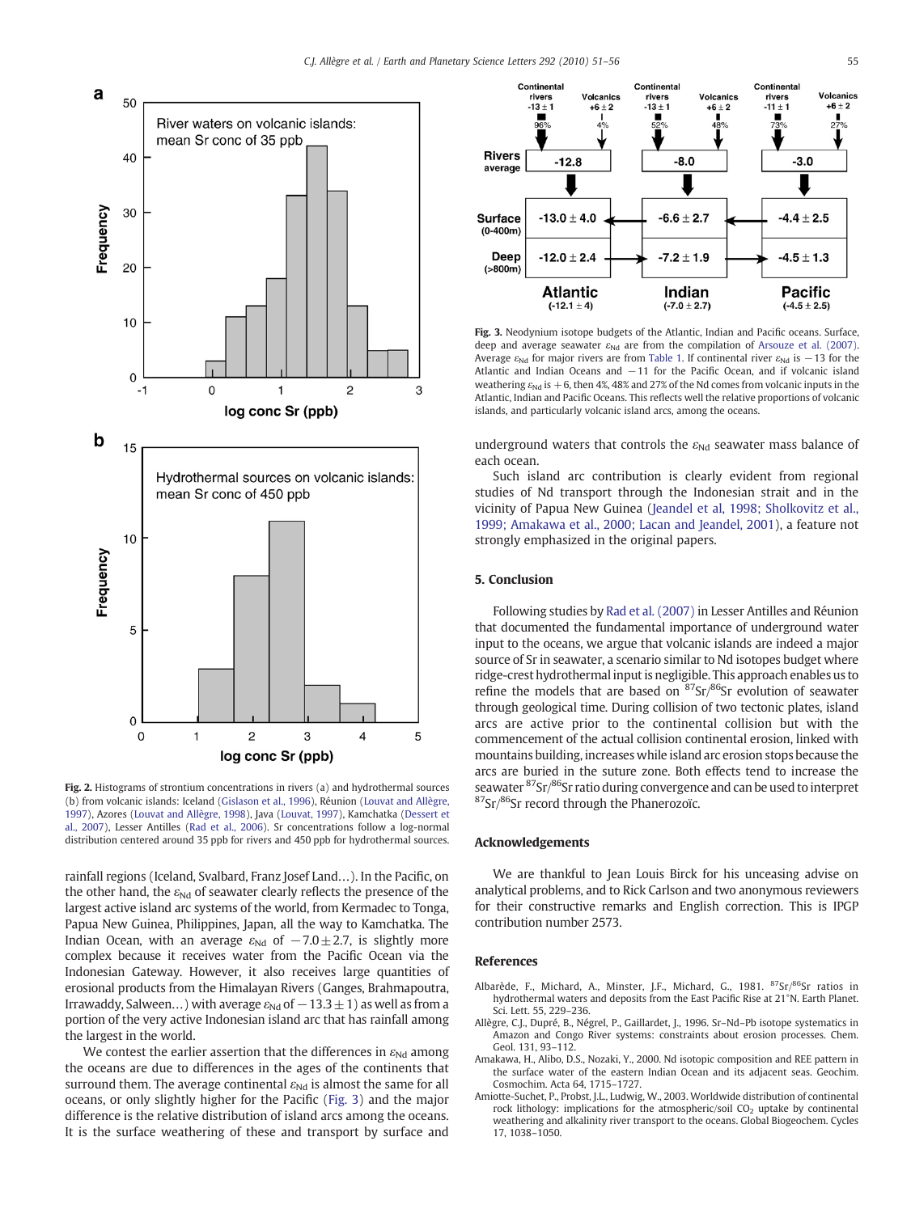**Fig. 2.** Histograms of strontium concentrations in rivers (a) and hydrothermal sources (b) from volcanic islands: Iceland (Gislason et al., 1996), Réunion (Louvat and Allègre, 1997), Azores (Louvat and Allègre, 1998), Java (Louvat, 1997), Kamchatka (Dessert et al., 2007), Lesser Antilles (Rad et al., 2006). Sr concentrations follow a log-normal distribution centered around 35 ppb for rivers and 450 ppb for hydrothermal sources.

rainfall regions (Iceland, Svalbard, Franz Josef Land…). In the Pacific, on the other hand, the $\varepsilon_{Nd}$ of seawater clearly reflects the presence of the largest active island arc systems of the world, from Kermadec to Tonga, Papua New Guinea, Philippines, Japan, all the way to Kamchatka. The Indian Ocean, with an average $\varepsilon_{Nd}$ of $-7.0 \pm 2.7$, is slightly more complex because it receives water from the Pacific Ocean via the Indonesian Gateway. However, it also receives large quantities of erosional products from the Himalayan Rivers (Ganges, Brahmapoutra, Irrawaddy, Salween…) with average $\varepsilon_{Nd}$ of $-13.3 \pm 1$) as well as from a portion of the very active Indonesian island arc that has rainfall among the largest in the world.

We contest the earlier assertion that the differences in $\varepsilon_{Nd}$ among the oceans are due to differences in the ages of the continents that surround them. The average continental $\varepsilon_{Nd}$ is almost the same for all oceans, or only slightly higher for the Pacific (Fig. 3) and the major difference is the relative distribution of island arcs among the oceans. It is the surface weathering of these and transport by surface and underground waters that controls the $\varepsilon_{Nd}$ seawater mass balance of each ocean.

**Fig. 3.** Neodymium isotope budgets of the Atlantic, Indian and Pacific oceans. Surface, deep and average seawater $\varepsilon_{Nd}$ are from the compilation of Arsouze et al. (2007). Average $\varepsilon_{Nd}$ for major rivers are from Table 1. If continental river $\varepsilon_{Nd}$ is $-13$ for the Atlantic and Indian Oceans and $-11$ for the Pacific Ocean, and if volcanic island weathering $\varepsilon_{Nd}$ is $+6$, then 4%, 48% and 27% of the Nd comes from volcanic inputs in the Atlantic, Indian and Pacific Oceans. This reflects well the relative proportions of volcanic islands, and particularly volcanic island arcs, among the oceans.

Such island arc contribution is clearly evident from regional studies of Nd transport through the Indonesian strait and in the vicinity of Papua New Guinea (Jeandel et al, 1998; Sholkovitz et al., 1999; Amakawa et al., 2000; Lacan and Jeandel, 2001), a feature not strongly emphasized in the original papers.

## 5. Conclusion

Following studies by Rad et al. (2007) in Lesser Antilles and Réunion that documented the fundamental importance of underground water input to the oceans, we argue that volcanic islands are indeed a major source of Sr in seawater, a scenario similar to Nd isotopes budget where ridge-crest hydrothermal input is negligible. This approach enables us to refine the models that are based on $^{87}Sr/^{86}Sr$ evolution of seawater through geological time. During collision of two tectonic plates, island arcs are active prior to the continental collision but with the commencement of the actual collision continental erosion, linked with mountains building, increases while island arc erosion stops because the arcs are buried in the suture zone. Both effects tend to increase the seawater $^{87}Sr/^{86}Sr$ ratio during convergence and can be used to interpret $^{87}Sr/^{86}Sr$ record through the Phanerozoïc.

## Acknowledgements

We are thankful to Jean Louis Birck for his unceasing advise on analytical problems, and to Rick Carlson and two anonymous reviewers for their constructive remarks and English correction. This is IPGP contribution number 2573.

## References

Albarède, F., Michard, A., Minster, J.F., Michard, G., 1981. $^{87}Sr/^{86}Sr$ ratios in hydrothermal waters and deposits from the East Pacific Rise at 21°N. Earth Planet. Sci. Lett. 55, 229–236.

Allègre, C.J., Dupré, B., Négrel, P., Gaillardet, J., 1996. Sr–Nd–Pb isotope systematics in Amazon and Congo River systems: constraints about erosion processes. Chem. Geol. 131, 93–112.

Amakawa, H., Alibo, D.S., Nozaki, Y., 2000. Nd isotopic composition and REE pattern in the surface water of the eastern Indian Ocean and its adjacent seas. Geochim. Cosmochim. Acta 64, 1715–1727.

Amiotte-Suchet, P., Probst, J.L., Ludwig, W., 2003. Worldwide distribution of continental rock lithology: implications for the atmospheric/soil $CO_2$ uptake by continental weathering and alkalinity river transport to the oceans. Global Biogeochem. Cycles 17, 1038–1050.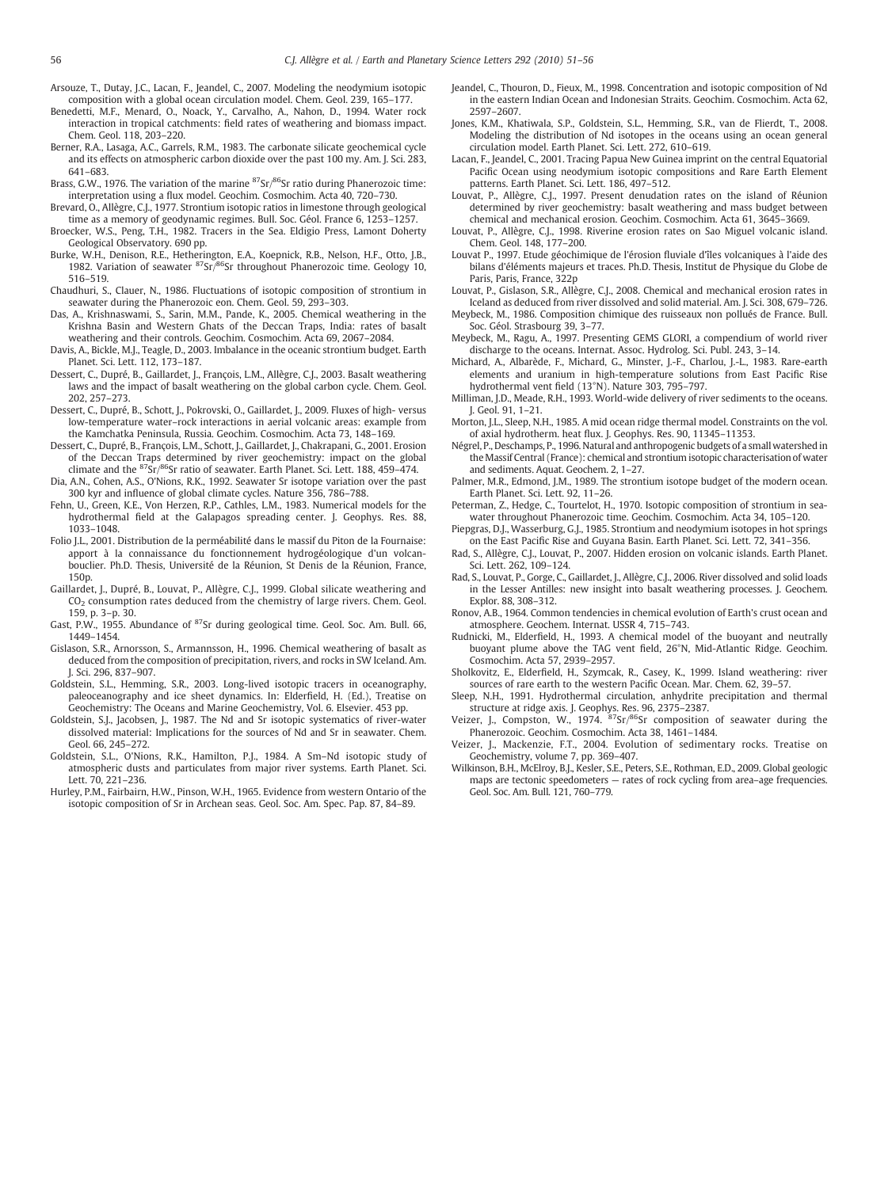Arsouze, T., Dutay, J.C., Lacan, F., Jeandel, C., 2007. Modeling the neodymium isotopic composition with a global ocean circulation model. Chem. Geol. 239, 165–177.

Benedetti, M.F., Menard, O., Noack, Y., Carvalho, A., Nahon, D., 1994. Water rock interaction in tropical catchments: field rates of weathering and biomass impact. Chem. Geol. 118, 203–220.

Berner, R.A., Lasaga, A.C., Garrels, R.M., 1983. The carbonate silicate geochemical cycle and its effects on atmospheric carbon dioxide over the past 100 my. Am. J. Sci. 283, 641–683.

Brass, G.W., 1976. The variation of the marine $^{87}Sr/^{86}Sr$ ratio during Phanerozoic time: interpretation using a flux model. Geochim. Cosmochim. Acta 40, 720–730.

Brevard, O., Allègre, C.J., 1977. Strontium isotopic ratios in limestone through geological time as a memory of geodynamic regimes. Bull. Soc. Géol. France 6, 1253–1257.

Broecker, W.S., Peng, T.H., 1982. Tracers in the Sea. Eldigio Press, Lamont Doherty Geological Observatory. 690 pp.

Burke, W.H., Denison, R.E., Hetherington, E.A., Koepnick, R.B., Nelson, H.F., Otto, J.B., 1982. Variation of seawater $^{87}Sr/^{86}Sr$ throughout Phanerozoic time. Geology 10, 516–519.

Chaudhuri, S., Clauer, N., 1986. Fluctuations of isotopic composition of strontium in seawater during the Phanerozoic eon. Chem. Geol. 59, 293–303.

Das, A., Krishnaswami, S., Sarin, M.M., Pande, K., 2005. Chemical weathering in the Krishna Basin and Western Ghats of the Deccan Traps, India: rates of basalt weathering and their controls. Geochim. Cosmochim. Acta 69, 2067–2084.

Davis, A., Bickle, M.J., Teagle, D., 2003. Imbalance in the oceanic strontium budget. Earth Planet. Sci. Lett. 112, 173–187.

Dessert, C., Dupré, B., Gaillardet, J., François, L.M., Allègre, C.J., 2003. Basalt weathering laws and the impact of basalt weathering on the global carbon cycle. Chem. Geol. 202, 257–273.

Dessert, C., Dupré, B., Schott, J., Pokrovski, O., Gaillardet, J., 2009. Fluxes of high- versus low-temperature water–rock interactions in aerial volcanic areas: example from the Kamchatka Peninsula, Russia. Geochim. Cosmochim. Acta 73, 148–169.

Dessert, C., Dupré, B., François, L.M., Schott, J., Gaillardet, J., Chakrapani, G., 2001. Erosion of the Deccan Traps determined by river geochemistry: impact on the global climate and the $^{87}Sr/^{86}Sr$ ratio of seawater. Earth Planet. Sci. Lett. 188, 459–474.

Dia, A.N., Cohen, A.S., O'Nions, R.K., 1992. Seawater Sr isotope variation over the past 300 kyr and influence of global climate cycles. Nature 356, 786–788.

Fehn, U., Green, K.E., Von Herzen, R.P., Cathles, L.M., 1983. Numerical models for the hydrothermal field at the Galapagos spreading center. J. Geophys. Res. 88, 1033–1048.

Folio J.L., 2001. Distribution de la perméabilité dans le massif du Piton de la Fournaise: apport à la connaissance du fonctionnement hydrogéologique d'un volcan-bouclier. Ph.D. Thesis, Université de la Réunion, St Denis de la Réunion, France, 150p.

Gaillardet, J., Dupré, B., Louvat, P., Allègre, C.J., 1999. Global silicate weathering and $CO_2$ consumption rates deduced from the chemistry of large rivers. Chem. Geol. 159, p. 3–p. 30.

Gast, P.W., 1955. Abundance of $^{87}Sr$ during geological time. Geol. Soc. Am. Bull. 66, 1449–1454.

Gislason, S.R., Arnorsson, S., Armannsson, H., 1996. Chemical weathering of basalt as deduced from the composition of precipitation, rivers, and rocks in SW Iceland. Am. J. Sci. 296, 837–907.

Goldstein, S.L., Hemming, S.R., 2003. Long-lived isotopic tracers in oceanography, paleoceanography and ice sheet dynamics. In: Elderfield, H. (Ed.), Treatise on Geochemistry: The Oceans and Marine Geochemistry, Vol. 6. Elsevier. 453 pp.

Goldstein, S.J., Jacobsen, J., 1987. The Nd and Sr isotopic systematics of river-water dissolved material: Implications for the sources of Nd and Sr in seawater. Chem. Geol. 66, 245–272.

Goldstein, S.L., O'Nions, R.K., Hamilton, P.J., 1984. A Sm–Nd isotopic study of atmospheric dusts and particulates from major river systems. Earth Planet. Sci. Lett. 70, 221–236.

Hurley, P.M., Fairbairn, H.W., Pinson, W.H., 1965. Evidence from western Ontario of the isotopic composition of Sr in Archean seas. Geol. Soc. Am. Spec. Pap. 87, 84–89.

Jeandel, C., Thouron, D., Fieux, M., 1998. Concentration and isotopic composition of Nd in the eastern Indian Ocean and Indonesian Straits. Geochim. Cosmochim. Acta 62, 2597–2607.

Jones, K.M., Khatiwala, S.P., Goldstein, S.L., Hemming, S.R., van de Flierdt, T., 2008. Modeling the distribution of Nd isotopes in the oceans using an ocean general circulation model. Earth Planet. Sci. Lett. 272, 610–619.

Lacan, F., Jeandel, C., 2001. Tracing Papua New Guinea imprint on the central Equatorial Pacific Ocean using neodymium isotopic compositions and Rare Earth Element patterns. Earth Planet. Sci. Lett. 186, 497–512.

Louvat, P., Allègre, C.J., 1997. Present denudation rates on the island of Réunion determined by river geochemistry: basalt weathering and mass budget between chemical and mechanical erosion. Geochim. Cosmochim. Acta 61, 3645–3669.

Louvat, P., Allègre, C.J., 1998. Riverine erosion rates on Sao Miguel volcanic island. Chem. Geol. 148, 177–200.

Louvat P., 1997. Etude géochimique de l'érosion fluviale d'îles volcaniques à l'aide des bilans d'éléments majeurs et traces. Ph.D. Thesis, Institut de Physique du Globe de Paris, Paris, France, 322p

Louvat, P., Gislason, S.R., Allègre, C.J., 2008. Chemical and mechanical erosion rates in Iceland as deduced from river dissolved and solid material. Am. J. Sci. 308, 679–726.

Meybeck, M., 1986. Composition chimique des ruisseaux non pollués de France. Bull. Soc. Géol. Strasbourg 39, 3–77.

Meybeck, M., Ragu, A., 1997. Presenting GEMS GLORI, a compendium of world river discharge to the oceans. Internat. Assoc. Hydrolog. Sci. Publ. 243, 3–14.

Michard, A., Albarède, F., Michard, G., Minster, J.-F., Charlou, J.-L., 1983. Rare-earth elements and uranium in high-temperature solutions from East Pacific Rise hydrothermal vent field (13°N). Nature 303, 795–797.

Milliman, J.D., Meade, R.H., 1993. World-wide delivery of river sediments to the oceans. J. Geol. 91, 1–21.

Morton, J.L., Sleep, N.H., 1985. A mid ocean ridge thermal model. Constraints on the vol. of axial hydrotherm. heat flux. J. Geophys. Res. 90, 11345–11353.

Négrel, P., Deschamps, P., 1996. Natural and anthropogenic budgets of a small watershed in the Massif Central (France): chemical and strontium isotopic characterisation of water and sediments. Aquat. Geochem. 2, 1–27.

Palmer, M.R., Edmond, J.M., 1989. The strontium isotope budget of the modern ocean. Earth Planet. Sci. Lett. 92, 11–26.

Peterman, Z., Hedge, C., Tourtelot, H., 1970. Isotopic composition of strontium in seawater throughout Phanerozoic time. Geochim. Cosmochim. Acta 34, 105–120.

Piepgras, D.J., Wasserburg, G.J., 1985. Strontium and neodymium isotopes in hot springs on the East Pacific Rise and Guyana Basin. Earth Planet. Sci. Lett. 72, 341–356.

Rad, S., Allègre, C.J., Louvat, P., 2007. Hidden erosion on volcanic islands. Earth Planet. Sci. Lett. 262, 109–124.

Rad, S., Louvat, P., Gorge, C., Gaillardet, J., Allègre, C.J., 2006. River dissolved and solid loads in the Lesser Antilles: new insight into basalt weathering processes. J. Geochem. Explor. 88, 308–312.

Ronov, A.B., 1964. Common tendencies in chemical evolution of Earth's crust ocean and atmosphere. Geochem. Internat. USSR 4, 715–743.

Rudnicki, M., Elderfield, H., 1993. A chemical model of the buoyant and neutrally buoyant plume above the TAG vent field, 26°N, Mid-Atlantic Ridge. Geochim. Cosmochim. Acta 57, 2939–2957.

Sholkovitz, E., Elderfield, H., Szymcak, R., Casey, K., 1999. Island weathering: river sources of rare earth to the western Pacific Ocean. Mar. Chem. 62, 39–57.

Sleep, N.H., 1991. Hydrothermal circulation, anhydrite precipitation and thermal structure at ridge axis. J. Geophys. Res. 96, 2375–2387.

Veizer, J., Compston, W., 1974. $^{87}Sr/^{86}Sr$ composition of seawater during the Phanerozoic. Geochim. Cosmochim. Acta 38, 1461–1484.

Veizer, J., Mackenzie, F.T., 2004. Evolution of sedimentary rocks. Treatise on Geochemistry, volume 7, pp. 369–407.

Wilkinson, B.H., McElroy, B.J., Kesler, S.E., Peters, S.E., Rothman, E.D., 2009. Global geologic maps are tectonic speedometers — rates of rock cycling from area–age frequencies. Geol. Soc. Am. Bull. 121, 760–779.